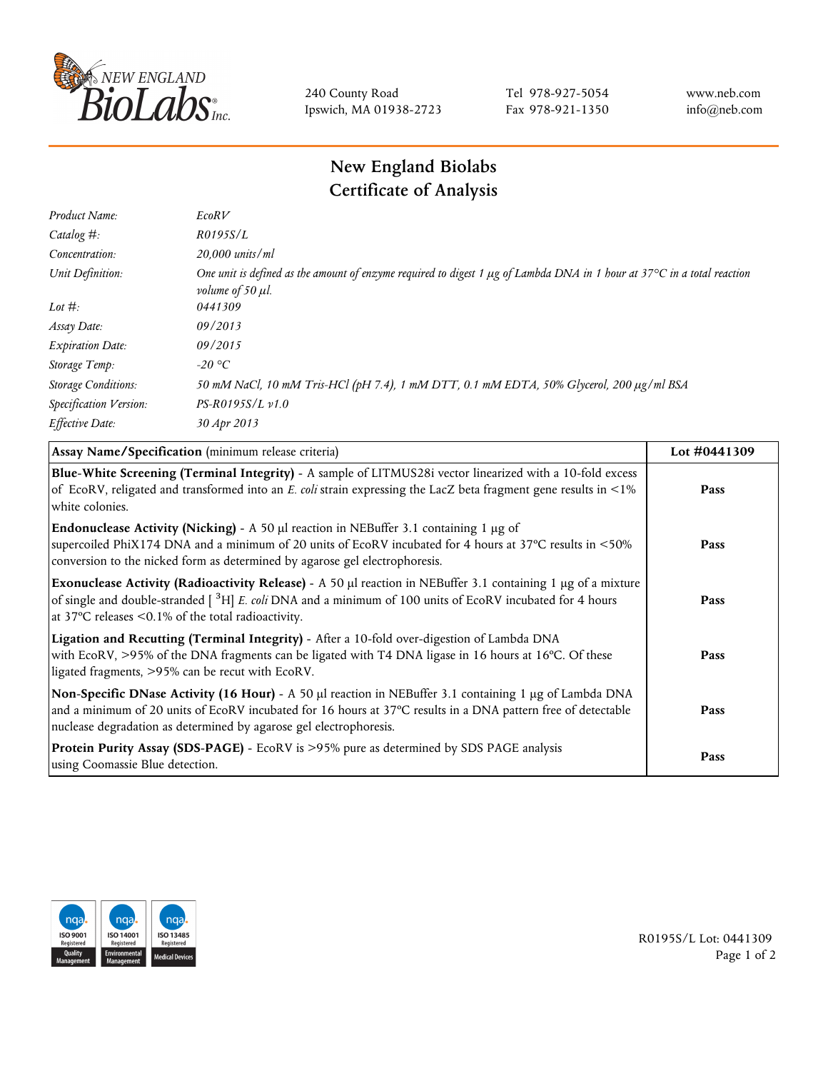240 County Road
Ipswich, MA 01938-2723

Tel 978-927-5054
Fax 978-921-1350

www.neb.com
info@neb.com

# New England Biolabs
# Certificate of Analysis

| | |
|---|---|
| *Product Name:* | *EcoRV* |
| *Catalog #:* | *R0195S/L* |
| *Concentration:* | *20,000 units/ml* |
| *Unit Definition:* | *One unit is defined as the amount of enzyme required to digest 1 µg of Lambda DNA in 1 hour at 37°C in a total reaction volume of 50 µl.* |
| *Lot #:* | *0441309* |
| *Assay Date:* | *09/2013* |
| *Expiration Date:* | *09/2015* |
| *Storage Temp:* | *-20 °C* |
| *Storage Conditions:* | *50 mM NaCl, 10 mM Tris-HCl (pH 7.4), 1 mM DTT, 0.1 mM EDTA, 50% Glycerol, 200 µg/ml BSA* |
| *Specification Version:* | *PS-R0195S/L v1.0* |
| *Effective Date:* | *30 Apr 2013* |

| **Assay Name/Specification** (minimum release criteria) | **Lot #0441309** |
|---|---|
| **Blue-White Screening (Terminal Integrity)** - A sample of LITMUS28i vector linearized with a 10-fold excess of EcoRV, religated and transformed into an *E. coli* strain expressing the LacZ beta fragment gene results in <1% white colonies. | **Pass** |
| **Endonuclease Activity (Nicking)** - A 50 µl reaction in NEBuffer 3.1 containing 1 µg of supercoiled PhiX174 DNA and a minimum of 20 units of EcoRV incubated for 4 hours at 37°C results in <50% conversion to the nicked form as determined by agarose gel electrophoresis. | **Pass** |
| **Exonuclease Activity (Radioactivity Release)** - A 50 µl reaction in NEBuffer 3.1 containing 1 µg of a mixture of single and double-stranded [ $^{3}$H] *E. coli* DNA and a minimum of 100 units of EcoRV incubated for 4 hours at 37°C releases <0.1% of the total radioactivity. | **Pass** |
| **Ligation and Recutting (Terminal Integrity)** - After a 10-fold over-digestion of Lambda DNA with EcoRV, >95% of the DNA fragments can be ligated with T4 DNA ligase in 16 hours at 16°C. Of these ligated fragments, >95% can be recut with EcoRV. | **Pass** |
| **Non-Specific DNase Activity (16 Hour)** - A 50 µl reaction in NEBuffer 3.1 containing 1 µg of Lambda DNA and a minimum of 20 units of EcoRV incubated for 16 hours at 37°C results in a DNA pattern free of detectable nuclease degradation as determined by agarose gel electrophoresis. | **Pass** |
| **Protein Purity Assay (SDS-PAGE)** - EcoRV is >95% pure as determined by SDS PAGE analysis using Coomassie Blue detection. | **Pass** |

R0195S/L Lot: 0441309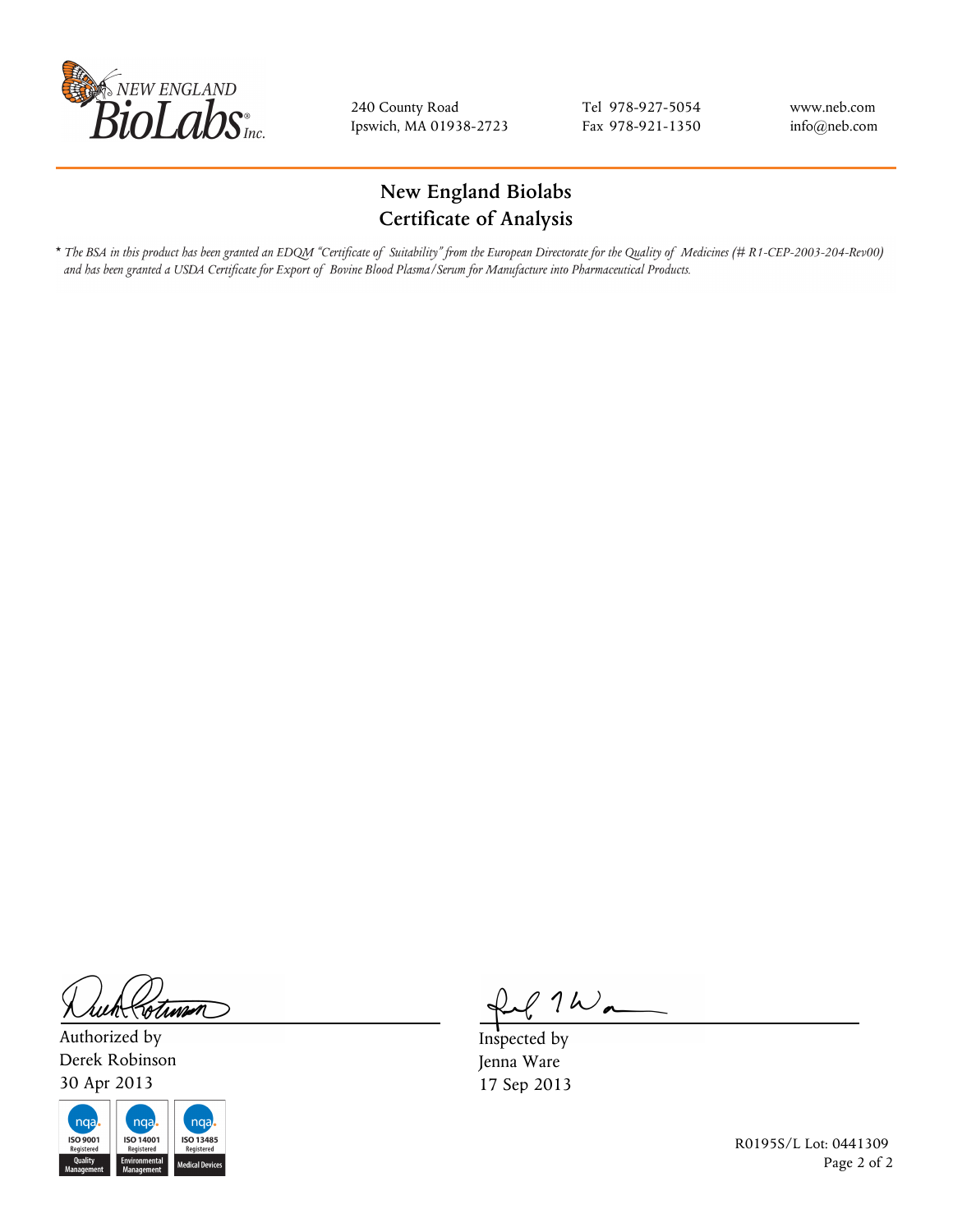240 County Road
Ipswich, MA 01938-2723

Tel 978-927-5054
Fax 978-921-1350

www.neb.com
info@neb.com

## New England Biolabs
## Certificate of Analysis

\* *The BSA in this product has been granted an EDQM "Certificate of Suitability" from the European Directorate for the Quality of Medicines (# R1-CEP-2003-204-Rev00) and has been granted a USDA Certificate for Export of Bovine Blood Plasma/Serum for Manufacture into Pharmaceutical Products.*

Authorized by
Derek Robinson
30 Apr 2013

Inspected by
Jenna Ware
17 Sep 2013

ISO 9001 Registered Quality Management | ISO 14001 Registered Environmental Management | ISO 13485 Registered Medical Devices

R0195S/L Lot: 0441309